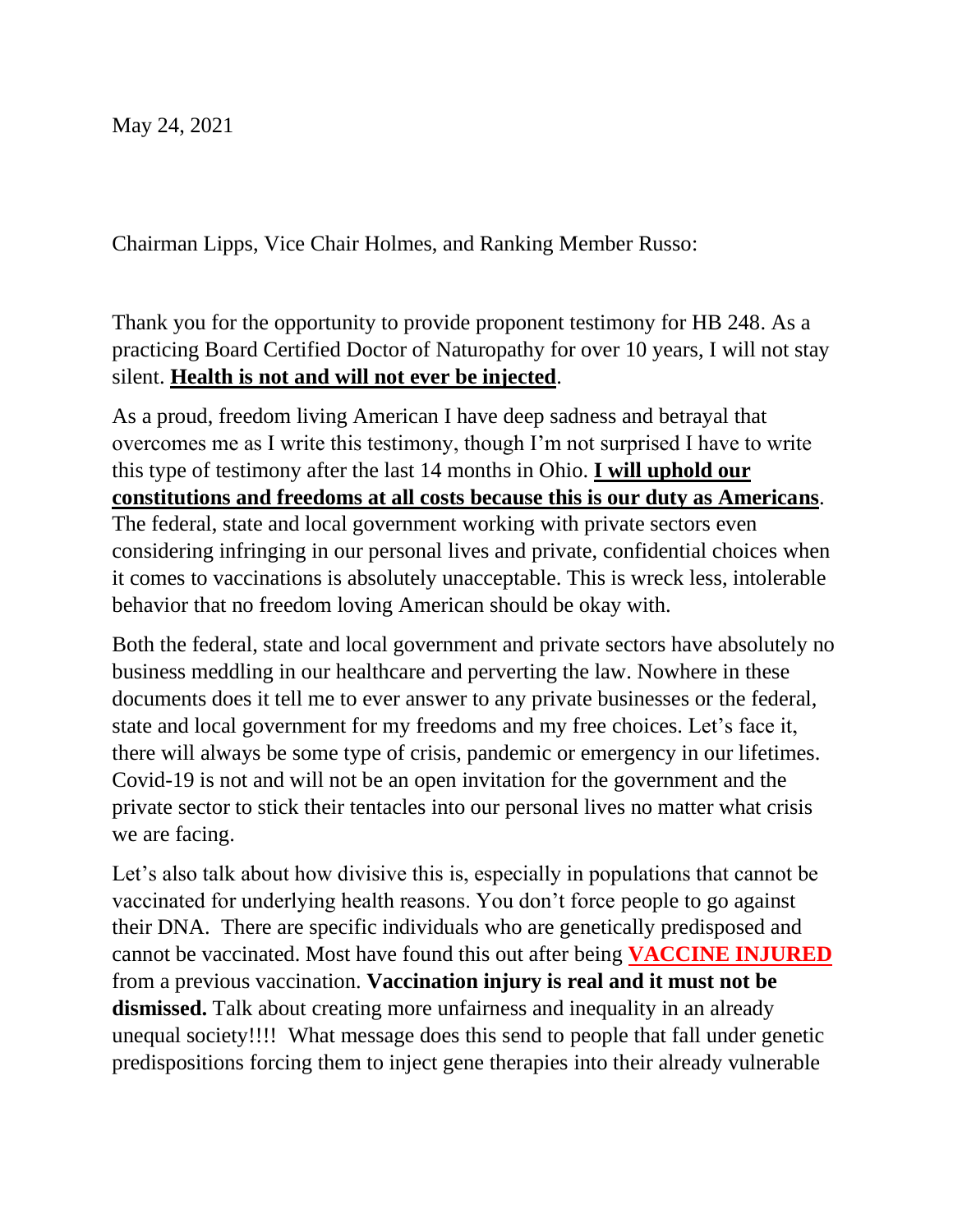May 24, 2021

Chairman Lipps, Vice Chair Holmes, and Ranking Member Russo:

Thank you for the opportunity to provide proponent testimony for HB 248. As a practicing Board Certified Doctor of Naturopathy for over 10 years, I will not stay silent. **<u>Health is not and will not ever be injected</u>**.

As a proud, freedom living American I have deep sadness and betrayal that overcomes me as I write this testimony, though I'm not surprised I have to write this type of testimony after the last 14 months in Ohio. **<u>I will uphold our constitutions and freedoms at all costs because this is our duty as Americans</u>**. The federal, state and local government working with private sectors even considering infringing in our personal lives and private, confidential choices when it comes to vaccinations is absolutely unacceptable. This is wreck less, intolerable behavior that no freedom loving American should be okay with.

Both the federal, state and local government and private sectors have absolutely no business meddling in our healthcare and perverting the law. Nowhere in these documents does it tell me to ever answer to any private businesses or the federal, state and local government for my freedoms and my free choices. Let's face it, there will always be some type of crisis, pandemic or emergency in our lifetimes. Covid-19 is not and will not be an open invitation for the government and the private sector to stick their tentacles into our personal lives no matter what crisis we are facing.

Let's also talk about how divisive this is, especially in populations that cannot be vaccinated for underlying health reasons. You don't force people to go against their DNA. There are specific individuals who are genetically predisposed and cannot be vaccinated. Most have found this out after being **<u>VACCINE INJURED</u>** from a previous vaccination. **Vaccination injury is real and it must not be dismissed.** Talk about creating more unfairness and inequality in an already unequal society!!!! What message does this send to people that fall under genetic predispositions forcing them to inject gene therapies into their already vulnerable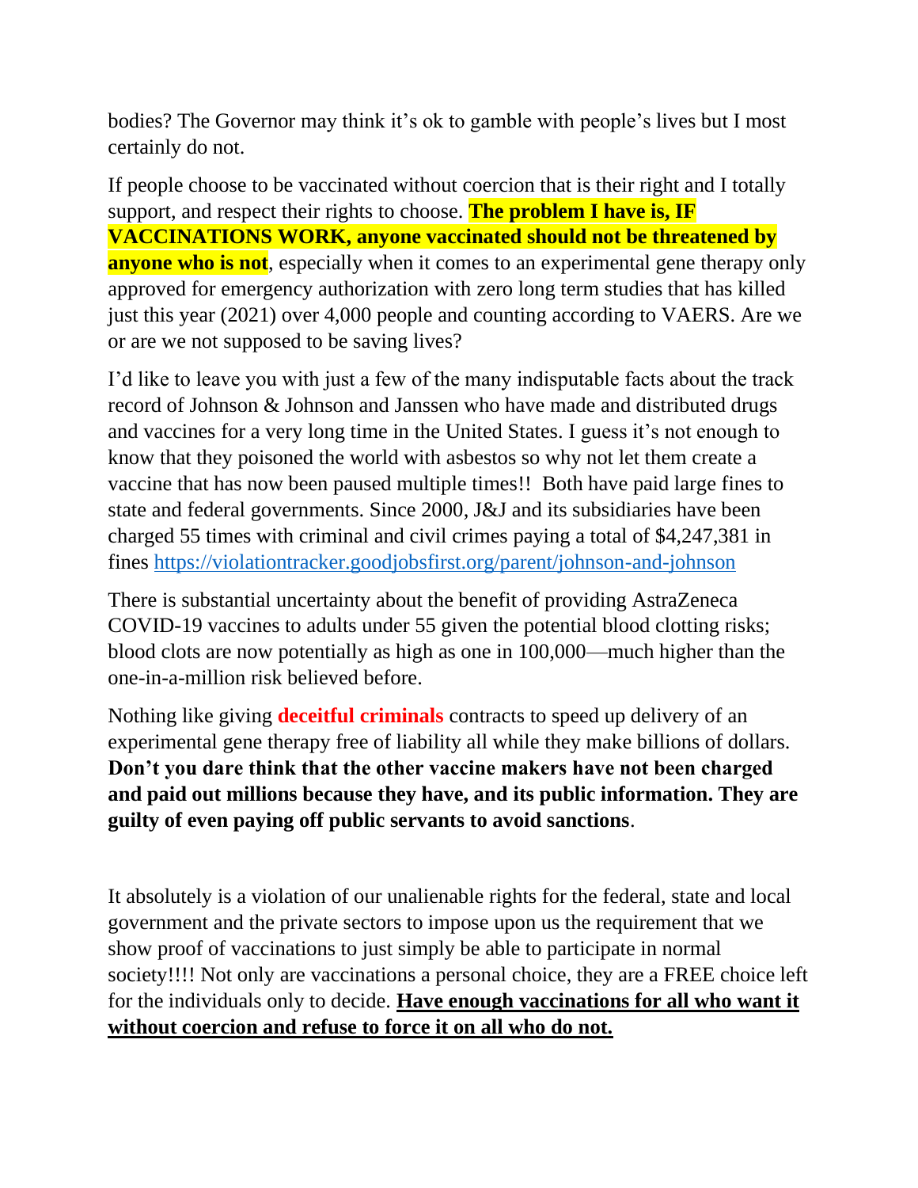bodies? The Governor may think it's ok to gamble with people's lives but I most certainly do not.

If people choose to be vaccinated without coercion that is their right and I totally support, and respect their rights to choose. **The problem I have is, IF VACCINATIONS WORK, anyone vaccinated should not be threatened by anyone who is not**, especially when it comes to an experimental gene therapy only approved for emergency authorization with zero long term studies that has killed just this year (2021) over 4,000 people and counting according to VAERS. Are we or are we not supposed to be saving lives?

I'd like to leave you with just a few of the many indisputable facts about the track record of Johnson & Johnson and Janssen who have made and distributed drugs and vaccines for a very long time in the United States. I guess it's not enough to know that they poisoned the world with asbestos so why not let them create a vaccine that has now been paused multiple times!! Both have paid large fines to state and federal governments. Since 2000, J&J and its subsidiaries have been charged 55 times with criminal and civil crimes paying a total of $4,247,381 in fines [https://violationtracker.goodjobsfirst.org/parent/johnson-and-johnson](https://violationtracker.goodjobsfirst.org/parent/johnson-and-johnson)

There is substantial uncertainty about the benefit of providing AstraZeneca COVID-19 vaccines to adults under 55 given the potential blood clotting risks; blood clots are now potentially as high as one in 100,000—much higher than the one-in-a-million risk believed before.

Nothing like giving **deceitful criminals** contracts to speed up delivery of an experimental gene therapy free of liability all while they make billions of dollars. **Don't you dare think that the other vaccine makers have not been charged and paid out millions because they have, and its public information. They are guilty of even paying off public servants to avoid sanctions**.

It absolutely is a violation of our unalienable rights for the federal, state and local government and the private sectors to impose upon us the requirement that we show proof of vaccinations to just simply be able to participate in normal society!!!! Not only are vaccinations a personal choice, they are a FREE choice left for the individuals only to decide. **Have enough vaccinations for all who want it without coercion and refuse to force it on all who do not.**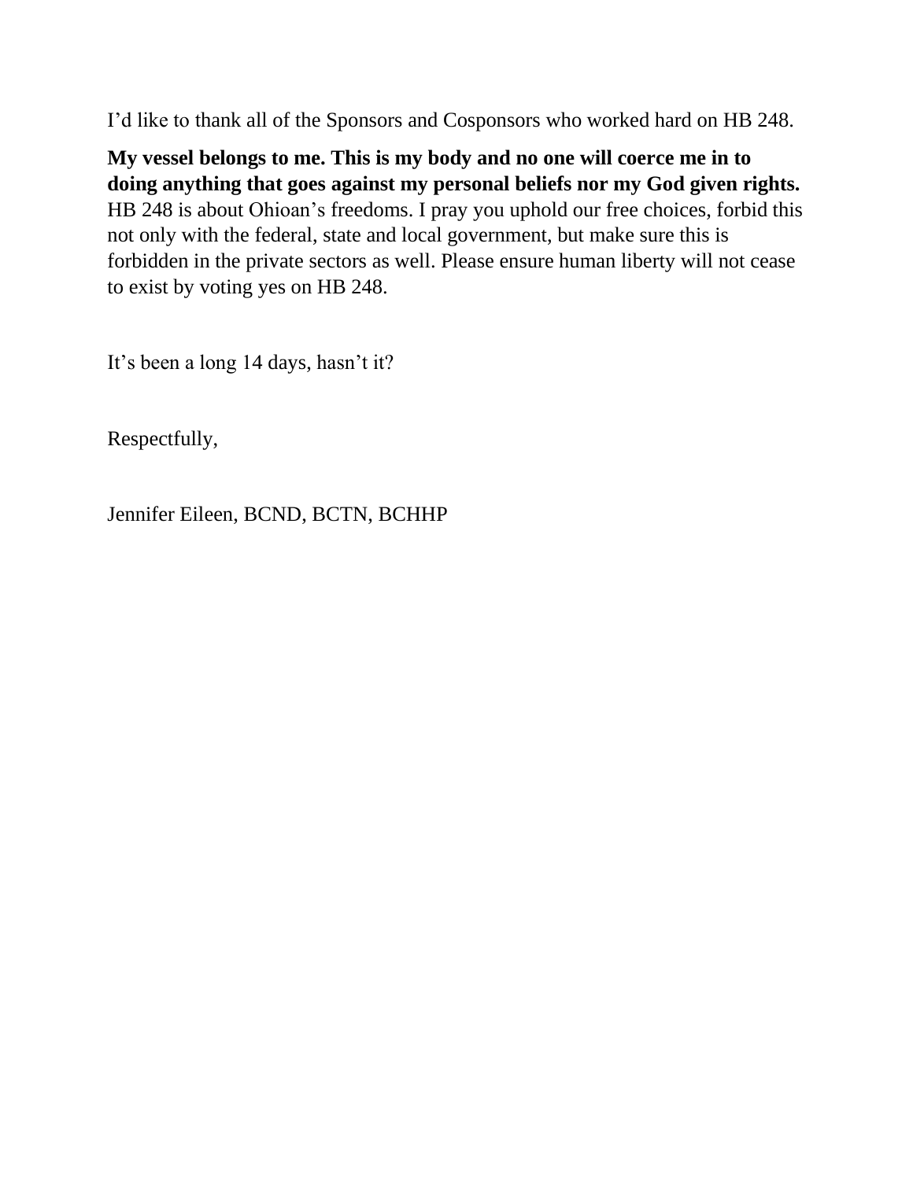I’d like to thank all of the Sponsors and Cosponsors who worked hard on HB 248.

**My vessel belongs to me. This is my body and no one will coerce me in to doing anything that goes against my personal beliefs nor my God given rights.** HB 248 is about Ohioan’s freedoms. I pray you uphold our free choices, forbid this not only with the federal, state and local government, but make sure this is forbidden in the private sectors as well. Please ensure human liberty will not cease to exist by voting yes on HB 248.

It’s been a long 14 days, hasn’t it?

Respectfully,

Jennifer Eileen, BCND, BCTN, BCHHP